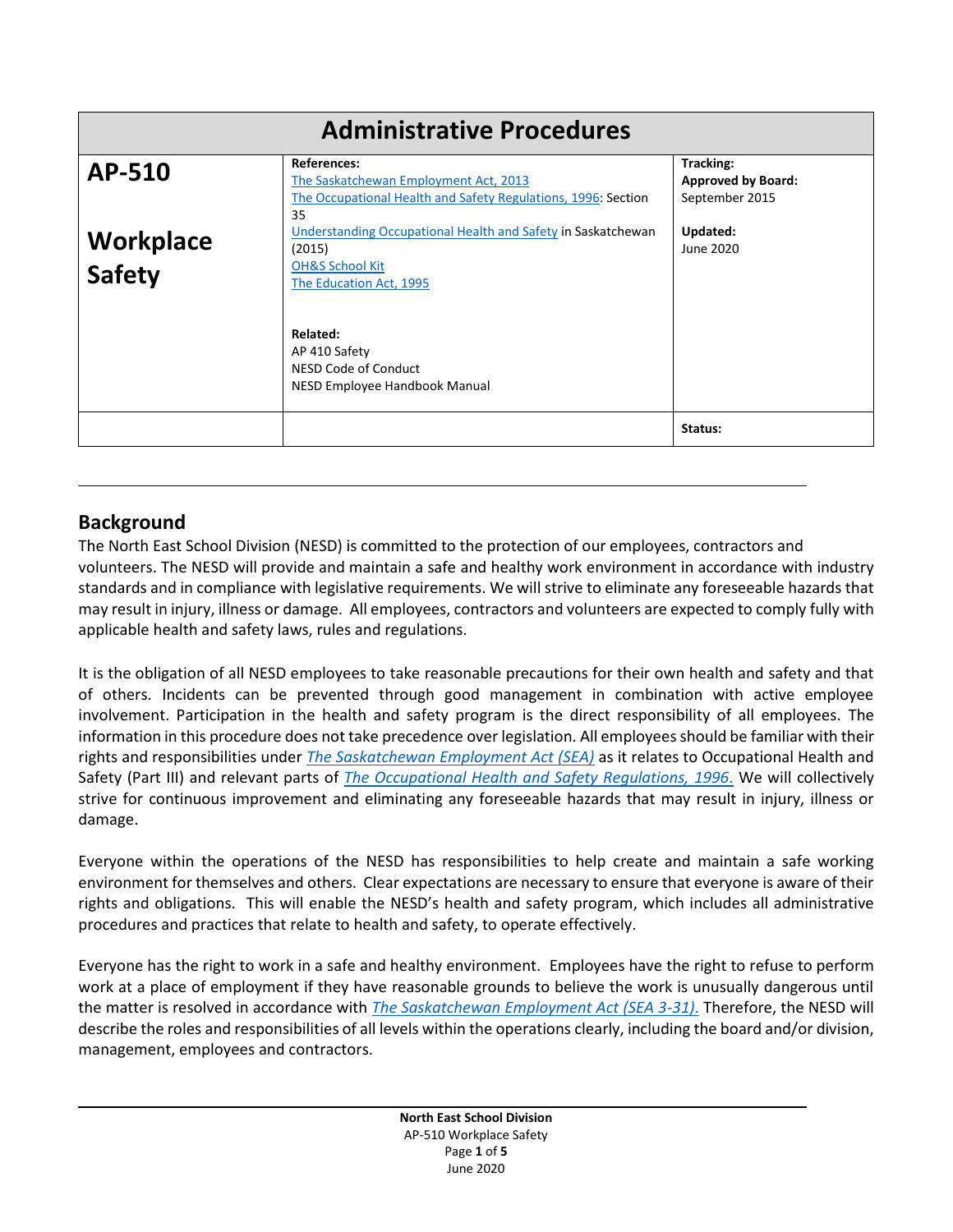# Administrative Procedures

| AP-510 Workplace Safety | References: | Tracking: |
|---|---|---|
| | The Saskatchewan Employment Act, 2013 | **Approved by Board:** September 2015 |
| | The Occupational Health and Safety Regulations, 1996: Section 35 | **Updated:** June 2020 |
| | Understanding Occupational Health and Safety in Saskatchewan (2015) | |
| | OH&S School Kit | |
| | The Education Act, 1995 | |
| | **Related:** AP 410 Safety; NESD Code of Conduct; NESD Employee Handbook Manual | |
| | | **Status:** |

## Background

The North East School Division (NESD) is committed to the protection of our employees, contractors and volunteers. The NESD will provide and maintain a safe and healthy work environment in accordance with industry standards and in compliance with legislative requirements. We will strive to eliminate any foreseeable hazards that may result in injury, illness or damage. All employees, contractors and volunteers are expected to comply fully with applicable health and safety laws, rules and regulations.

It is the obligation of all NESD employees to take reasonable precautions for their own health and safety and that of others. Incidents can be prevented through good management in combination with active employee involvement. Participation in the health and safety program is the direct responsibility of all employees. The information in this procedure does not take precedence over legislation. All employees should be familiar with their rights and responsibilities under *The Saskatchewan Employment Act (SEA)* as it relates to Occupational Health and Safety (Part III) and relevant parts of *The Occupational Health and Safety Regulations, 1996*. We will collectively strive for continuous improvement and eliminating any foreseeable hazards that may result in injury, illness or damage.

Everyone within the operations of the NESD has responsibilities to help create and maintain a safe working environment for themselves and others. Clear expectations are necessary to ensure that everyone is aware of their rights and obligations. This will enable the NESD's health and safety program, which includes all administrative procedures and practices that relate to health and safety, to operate effectively.

Everyone has the right to work in a safe and healthy environment. Employees have the right to refuse to perform work at a place of employment if they have reasonable grounds to believe the work is unusually dangerous until the matter is resolved in accordance with *The Saskatchewan Employment Act (SEA 3-31)*. Therefore, the NESD will describe the roles and responsibilities of all levels within the operations clearly, including the board and/or division, management, employees and contractors.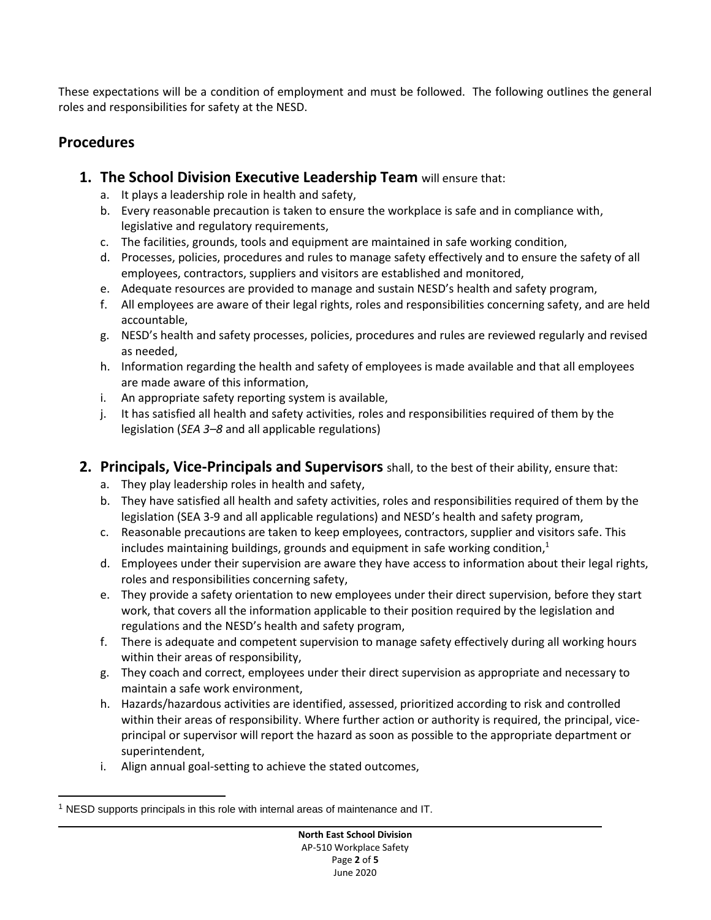These expectations will be a condition of employment and must be followed. The following outlines the general roles and responsibilities for safety at the NESD.

## Procedures

1. **The School Division Executive Leadership Team** will ensure that:
    a. It plays a leadership role in health and safety,
    b. Every reasonable precaution is taken to ensure the workplace is safe and in compliance with, legislative and regulatory requirements,
    c. The facilities, grounds, tools and equipment are maintained in safe working condition,
    d. Processes, policies, procedures and rules to manage safety effectively and to ensure the safety of all employees, contractors, suppliers and visitors are established and monitored,
    e. Adequate resources are provided to manage and sustain NESD's health and safety program,
    f. All employees are aware of their legal rights, roles and responsibilities concerning safety, and are held accountable,
    g. NESD's health and safety processes, policies, procedures and rules are reviewed regularly and revised as needed,
    h. Information regarding the health and safety of employees is made available and that all employees are made aware of this information,
    i. An appropriate safety reporting system is available,
    j. It has satisfied all health and safety activities, roles and responsibilities required of them by the legislation (*SEA 3–8* and all applicable regulations)

2. **Principals, Vice-Principals and Supervisors** shall, to the best of their ability, ensure that:
    a. They play leadership roles in health and safety,
    b. They have satisfied all health and safety activities, roles and responsibilities required of them by the legislation (SEA 3-9 and all applicable regulations) and NESD's health and safety program,
    c. Reasonable precautions are taken to keep employees, contractors, supplier and visitors safe. This includes maintaining buildings, grounds and equipment in safe working condition,[1]
    d. Employees under their supervision are aware they have access to information about their legal rights, roles and responsibilities concerning safety,
    e. They provide a safety orientation to new employees under their direct supervision, before they start work, that covers all the information applicable to their position required by the legislation and regulations and the NESD's health and safety program,
    f. There is adequate and competent supervision to manage safety effectively during all working hours within their areas of responsibility,
    g. They coach and correct, employees under their direct supervision as appropriate and necessary to maintain a safe work environment,
    h. Hazards/hazardous activities are identified, assessed, prioritized according to risk and controlled within their areas of responsibility. Where further action or authority is required, the principal, vice-principal or supervisor will report the hazard as soon as possible to the appropriate department or superintendent,
    i. Align annual goal-setting to achieve the stated outcomes,

[1] NESD supports principals in this role with internal areas of maintenance and IT.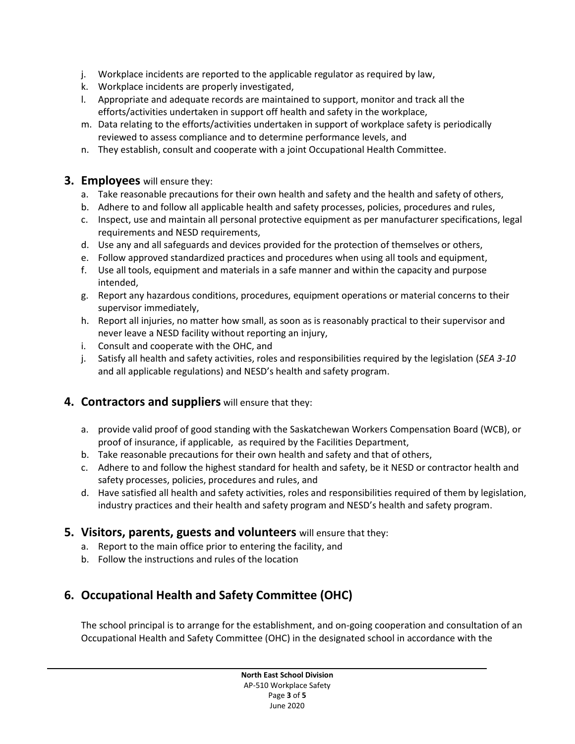j. Workplace incidents are reported to the applicable regulator as required by law,
k. Workplace incidents are properly investigated,
l. Appropriate and adequate records are maintained to support, monitor and track all the efforts/activities undertaken in support off health and safety in the workplace,
m. Data relating to the efforts/activities undertaken in support of workplace safety is periodically reviewed to assess compliance and to determine performance levels, and
n. They establish, consult and cooperate with a joint Occupational Health Committee.

## 3. **Employees** will ensure they:

a. Take reasonable precautions for their own health and safety and the health and safety of others,
b. Adhere to and follow all applicable health and safety processes, policies, procedures and rules,
c. Inspect, use and maintain all personal protective equipment as per manufacturer specifications, legal requirements and NESD requirements,
d. Use any and all safeguards and devices provided for the protection of themselves or others,
e. Follow approved standardized practices and procedures when using all tools and equipment,
f. Use all tools, equipment and materials in a safe manner and within the capacity and purpose intended,
g. Report any hazardous conditions, procedures, equipment operations or material concerns to their supervisor immediately,
h. Report all injuries, no matter how small, as soon as is reasonably practical to their supervisor and never leave a NESD facility without reporting an injury,
i. Consult and cooperate with the OHC, and
j. Satisfy all health and safety activities, roles and responsibilities required by the legislation (*SEA 3-10* and all applicable regulations) and NESD's health and safety program.

## 4. **Contractors and suppliers** will ensure that they:

a. provide valid proof of good standing with the Saskatchewan Workers Compensation Board (WCB), or proof of insurance, if applicable, as required by the Facilities Department,
b. Take reasonable precautions for their own health and safety and that of others,
c. Adhere to and follow the highest standard for health and safety, be it NESD or contractor health and safety processes, policies, procedures and rules, and
d. Have satisfied all health and safety activities, roles and responsibilities required of them by legislation, industry practices and their health and safety program and NESD's health and safety program.

## 5. **Visitors, parents, guests and volunteers** will ensure that they:

a. Report to the main office prior to entering the facility, and
b. Follow the instructions and rules of the location

## 6. Occupational Health and Safety Committee (OHC)

The school principal is to arrange for the establishment, and on-going cooperation and consultation of an Occupational Health and Safety Committee (OHC) in the designated school in accordance with the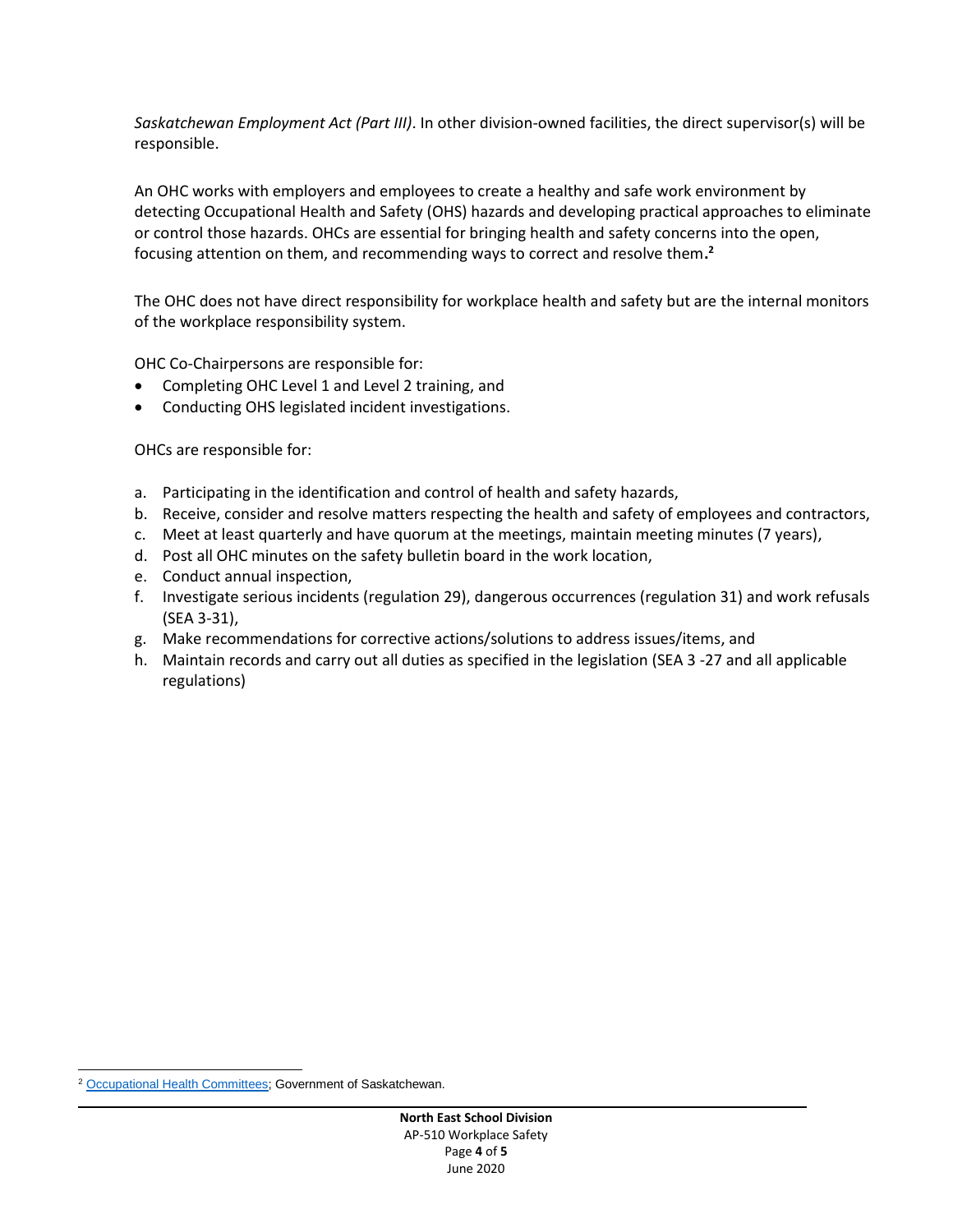*Saskatchewan Employment Act (Part III)*. In other division-owned facilities, the direct supervisor(s) will be responsible.

An OHC works with employers and employees to create a healthy and safe work environment by detecting Occupational Health and Safety (OHS) hazards and developing practical approaches to eliminate or control those hazards. OHCs are essential for bringing health and safety concerns into the open, focusing attention on them, and recommending ways to correct and resolve them.[2]

The OHC does not have direct responsibility for workplace health and safety but are the internal monitors of the workplace responsibility system.

OHC Co-Chairpersons are responsible for:

- Completing OHC Level 1 and Level 2 training, and
- Conducting OHS legislated incident investigations.

OHCs are responsible for:

a. Participating in the identification and control of health and safety hazards,
b. Receive, consider and resolve matters respecting the health and safety of employees and contractors,
c. Meet at least quarterly and have quorum at the meetings, maintain meeting minutes (7 years),
d. Post all OHC minutes on the safety bulletin board in the work location,
e. Conduct annual inspection,
f. Investigate serious incidents (regulation 29), dangerous occurrences (regulation 31) and work refusals (SEA 3-31),
g. Make recommendations for corrective actions/solutions to address issues/items, and
h. Maintain records and carry out all duties as specified in the legislation (SEA 3 -27 and all applicable regulations)

---

[2] Occupational Health Committees; Government of Saskatchewan.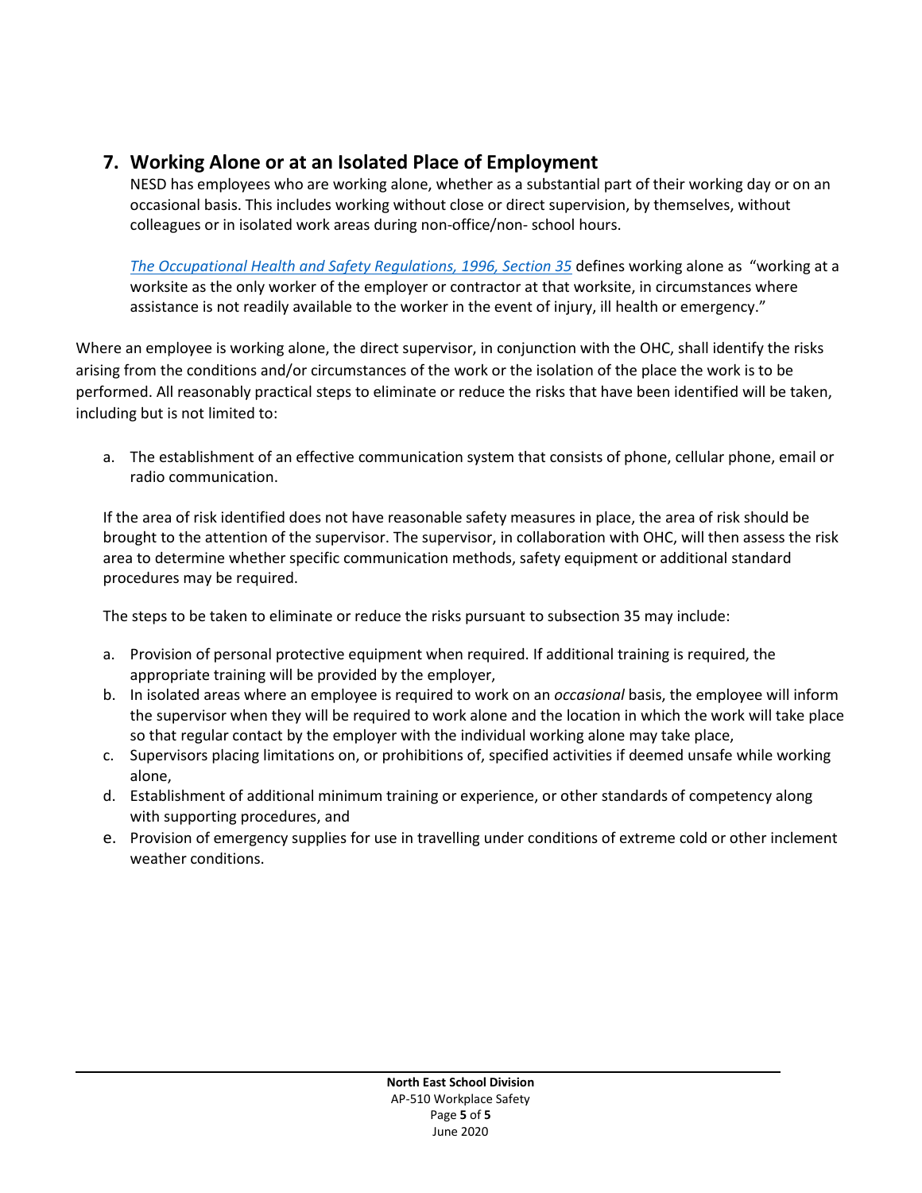## 7. Working Alone or at an Isolated Place of Employment

NESD has employees who are working alone, whether as a substantial part of their working day or on an occasional basis. This includes working without close or direct supervision, by themselves, without colleagues or in isolated work areas during non-office/non- school hours.

*The Occupational Health and Safety Regulations, 1996, Section 35* defines working alone as "working at a worksite as the only worker of the employer or contractor at that worksite, in circumstances where assistance is not readily available to the worker in the event of injury, ill health or emergency."

Where an employee is working alone, the direct supervisor, in conjunction with the OHC, shall identify the risks arising from the conditions and/or circumstances of the work or the isolation of the place the work is to be performed. All reasonably practical steps to eliminate or reduce the risks that have been identified will be taken, including but is not limited to:

a. The establishment of an effective communication system that consists of phone, cellular phone, email or radio communication.

If the area of risk identified does not have reasonable safety measures in place, the area of risk should be brought to the attention of the supervisor. The supervisor, in collaboration with OHC, will then assess the risk area to determine whether specific communication methods, safety equipment or additional standard procedures may be required.

The steps to be taken to eliminate or reduce the risks pursuant to subsection 35 may include:

a. Provision of personal protective equipment when required. If additional training is required, the appropriate training will be provided by the employer,
b. In isolated areas where an employee is required to work on an *occasional* basis, the employee will inform the supervisor when they will be required to work alone and the location in which the work will take place so that regular contact by the employer with the individual working alone may take place,
c. Supervisors placing limitations on, or prohibitions of, specified activities if deemed unsafe while working alone,
d. Establishment of additional minimum training or experience, or other standards of competency along with supporting procedures, and
e. Provision of emergency supplies for use in travelling under conditions of extreme cold or other inclement weather conditions.